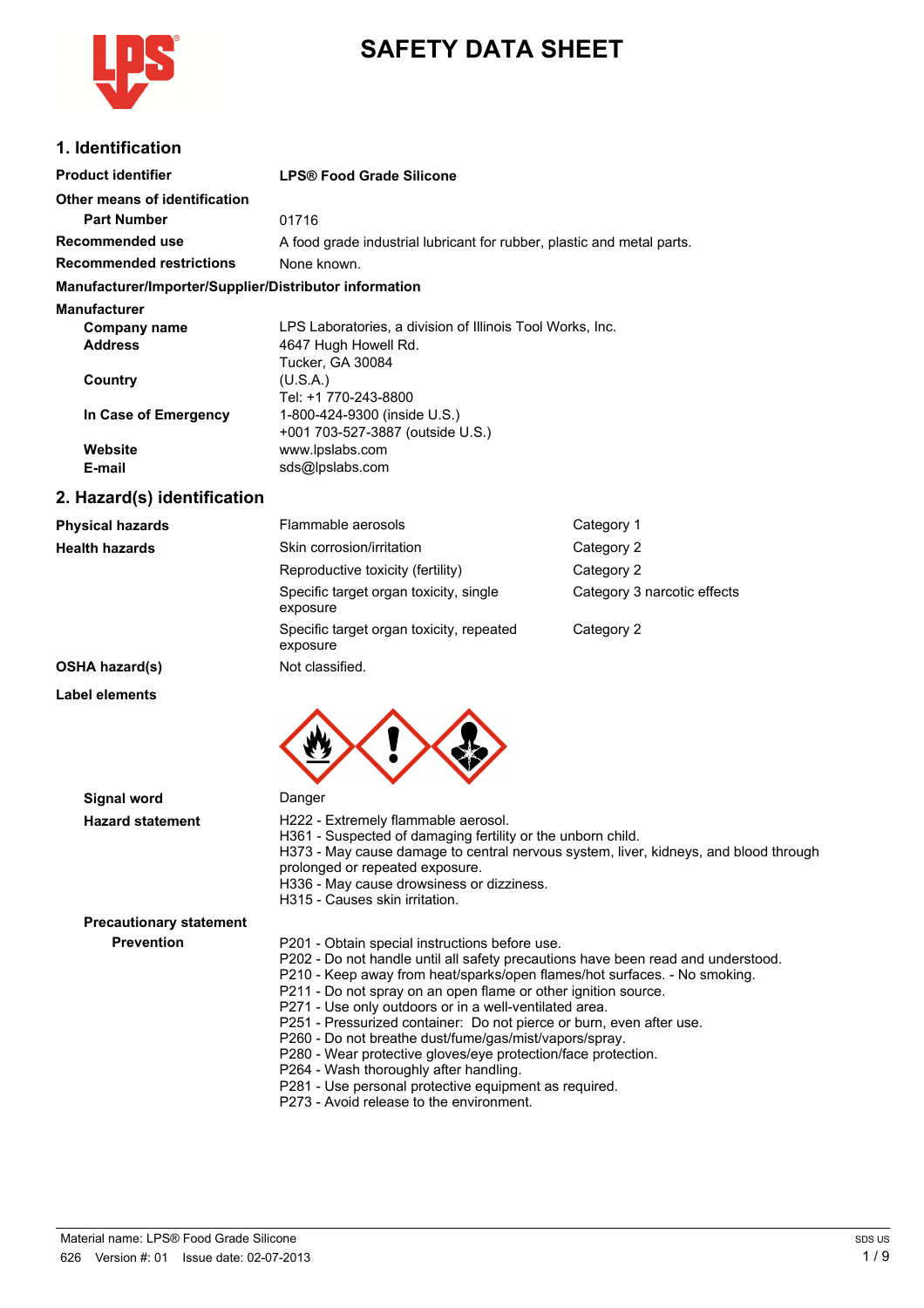# SAFETY DATA SHEET

## 1. Identification

**Product identifier** LPS® Food Grade Silicone

**Other means of identification**

**Part Number** 01716

**Recommended use** A food grade industrial lubricant for rubber, plastic and metal parts.

**Recommended restrictions** None known.

**Manufacturer/Importer/Supplier/Distributor information**

**Manufacturer**

**Company name** LPS Laboratories, a division of Illinois Tool Works, Inc.

**Address** 4647 Hugh Howell Rd.
Tucker, GA 30084

**Country** (U.S.A.)
Tel: +1 770-243-8800

**In Case of Emergency** 1-800-424-9300 (inside U.S.)
+001 703-527-3887 (outside U.S.)

**Website** www.lpslabs.com

**E-mail** sds@lpslabs.com

## 2. Hazard(s) identification

| | | |
|---|---|---|
| **Physical hazards** | Flammable aerosols | Category 1 |
| **Health hazards** | Skin corrosion/irritation | Category 2 |
| | Reproductive toxicity (fertility) | Category 2 |
| | Specific target organ toxicity, single exposure | Category 3 narcotic effects |
| | Specific target organ toxicity, repeated exposure | Category 2 |
| **OSHA hazard(s)** | Not classified. | |

**Label elements**

**Signal word** Danger

**Hazard statement**

H222 - Extremely flammable aerosol.
H361 - Suspected of damaging fertility or the unborn child.
H373 - May cause damage to central nervous system, liver, kidneys, and blood through prolonged or repeated exposure.
H336 - May cause drowsiness or dizziness.
H315 - Causes skin irritation.

**Precautionary statement**

**Prevention**

P201 - Obtain special instructions before use.
P202 - Do not handle until all safety precautions have been read and understood.
P210 - Keep away from heat/sparks/open flames/hot surfaces. - No smoking.
P211 - Do not spray on an open flame or other ignition source.
P271 - Use only outdoors or in a well-ventilated area.
P251 - Pressurized container: Do not pierce or burn, even after use.
P260 - Do not breathe dust/fume/gas/mist/vapors/spray.
P280 - Wear protective gloves/eye protection/face protection.
P264 - Wash thoroughly after handling.
P281 - Use personal protective equipment as required.
P273 - Avoid release to the environment.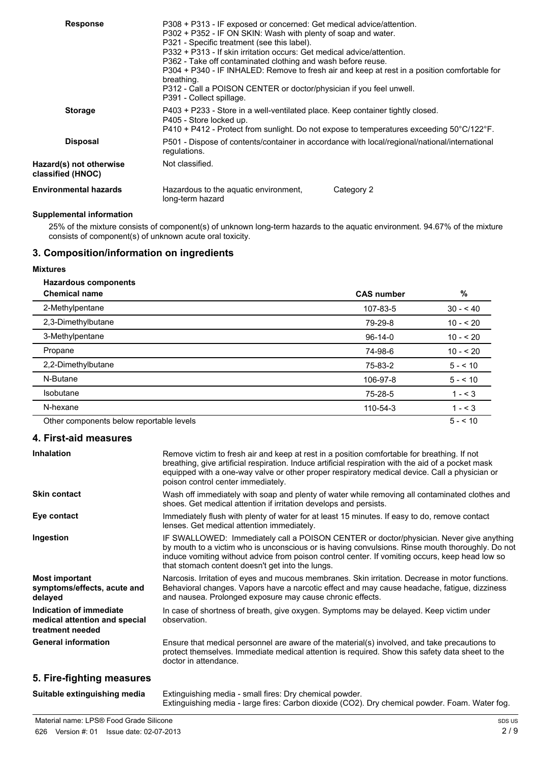| | |
|---|---|
| **Response** | P308 + P313 - IF exposed or concerned: Get medical advice/attention.<br>P302 + P352 - IF ON SKIN: Wash with plenty of soap and water.<br>P321 - Specific treatment (see this label).<br>P332 + P313 - If skin irritation occurs: Get medical advice/attention.<br>P362 - Take off contaminated clothing and wash before reuse.<br>P304 + P340 - IF INHALED: Remove to fresh air and keep at rest in a position comfortable for breathing.<br>P312 - Call a POISON CENTER or doctor/physician if you feel unwell.<br>P391 - Collect spillage. |
| **Storage** | P403 + P233 - Store in a well-ventilated place. Keep container tightly closed.<br>P405 - Store locked up.<br>P410 + P412 - Protect from sunlight. Do not expose to temperatures exceeding 50°C/122°F. |
| **Disposal** | P501 - Dispose of contents/container in accordance with local/regional/national/international regulations. |
| **Hazard(s) not otherwise classified (HNOC)** | Not classified. |
| **Environmental hazards** | Hazardous to the aquatic environment, long-term hazard — Category 2 |

**Supplemental information**

25% of the mixture consists of component(s) of unknown long-term hazards to the aquatic environment. 94.67% of the mixture consists of component(s) of unknown acute oral toxicity.

## 3. Composition/information on ingredients

**Mixtures**

**Hazardous components**

| Chemical name | CAS number | % |
|---|---|---|
| 2-Methylpentane | 107-83-5 | 30 - < 40 |
| 2,3-Dimethylbutane | 79-29-8 | 10 - < 20 |
| 3-Methylpentane | 96-14-0 | 10 - < 20 |
| Propane | 74-98-6 | 10 - < 20 |
| 2,2-Dimethylbutane | 75-83-2 | 5 - < 10 |
| N-Butane | 106-97-8 | 5 - < 10 |
| Isobutane | 75-28-5 | 1 - < 3 |
| N-hexane | 110-54-3 | 1 - < 3 |
| Other components below reportable levels | | 5 - < 10 |

## 4. First-aid measures

| | |
|---|---|
| **Inhalation** | Remove victim to fresh air and keep at rest in a position comfortable for breathing. If not breathing, give artificial respiration. Induce artificial respiration with the aid of a pocket mask equipped with a one-way valve or other proper respiratory medical device. Call a physician or poison control center immediately. |
| **Skin contact** | Wash off immediately with soap and plenty of water while removing all contaminated clothes and shoes. Get medical attention if irritation develops and persists. |
| **Eye contact** | Immediately flush with plenty of water for at least 15 minutes. If easy to do, remove contact lenses. Get medical attention immediately. |
| **Ingestion** | IF SWALLOWED: Immediately call a POISON CENTER or doctor/physician. Never give anything by mouth to a victim who is unconscious or is having convulsions. Rinse mouth thoroughly. Do not induce vomiting without advice from poison control center. If vomiting occurs, keep head low so that stomach content doesn't get into the lungs. |
| **Most important symptoms/effects, acute and delayed** | Narcosis. Irritation of eyes and mucous membranes. Skin irritation. Decrease in motor functions. Behavioral changes. Vapors have a narcotic effect and may cause headache, fatigue, dizziness and nausea. Prolonged exposure may cause chronic effects. |
| **Indication of immediate medical attention and special treatment needed** | In case of shortness of breath, give oxygen. Symptoms may be delayed. Keep victim under observation. |
| **General information** | Ensure that medical personnel are aware of the material(s) involved, and take precautions to protect themselves. Immediate medical attention is required. Show this safety data sheet to the doctor in attendance. |

## 5. Fire-fighting measures

| | |
|---|---|
| **Suitable extinguishing media** | Extinguishing media - small fires: Dry chemical powder.<br>Extinguishing media - large fires: Carbon dioxide ($CO_2$). Dry chemical powder. Foam. Water fog. |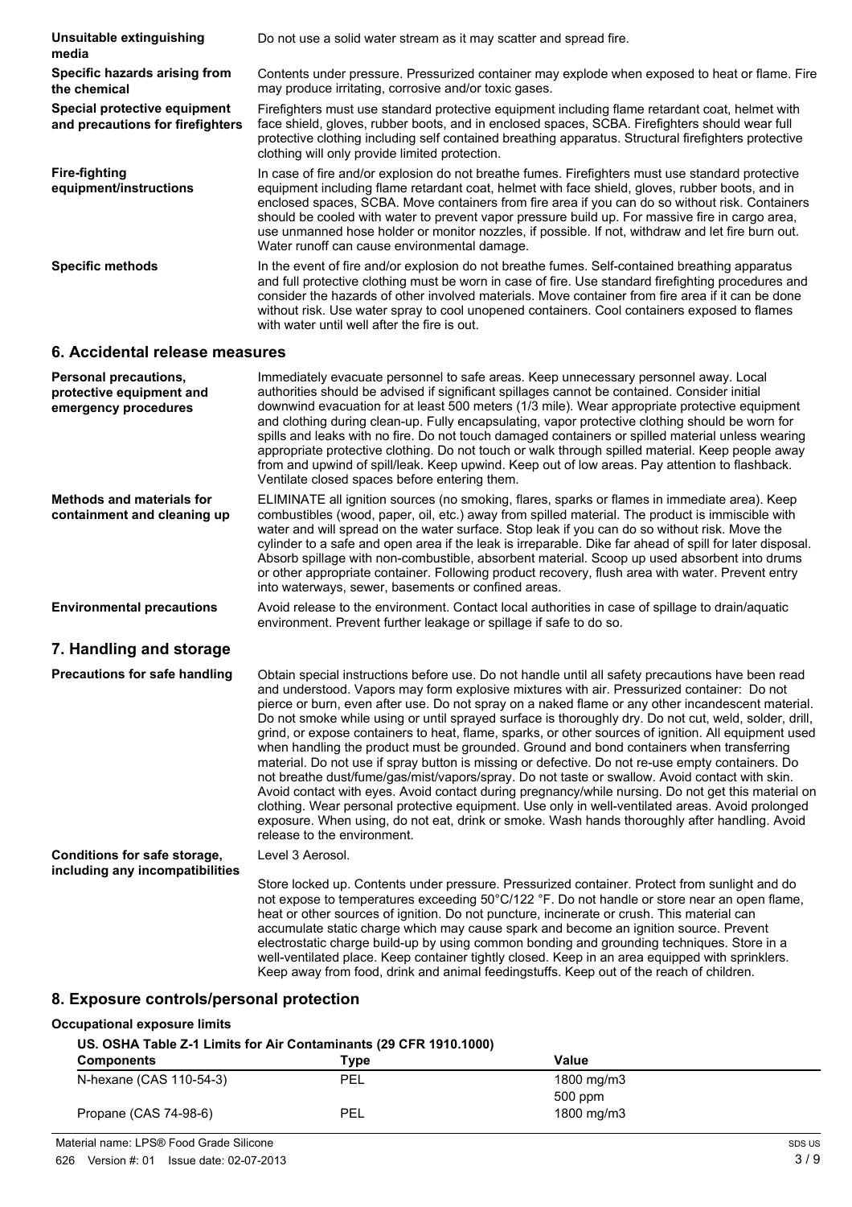| | |
|---|---|
| **Unsuitable extinguishing media** | Do not use a solid water stream as it may scatter and spread fire. |
| **Specific hazards arising from the chemical** | Contents under pressure. Pressurized container may explode when exposed to heat or flame. Fire may produce irritating, corrosive and/or toxic gases. |
| **Special protective equipment and precautions for firefighters** | Firefighters must use standard protective equipment including flame retardant coat, helmet with face shield, gloves, rubber boots, and in enclosed spaces, SCBA. Firefighters should wear full protective clothing including self contained breathing apparatus. Structural firefighters protective clothing will only provide limited protection. |
| **Fire-fighting equipment/instructions** | In case of fire and/or explosion do not breathe fumes. Firefighters must use standard protective equipment including flame retardant coat, helmet with face shield, gloves, rubber boots, and in enclosed spaces, SCBA. Move containers from fire area if you can do so without risk. Containers should be cooled with water to prevent vapor pressure build up. For massive fire in cargo area, use unmanned hose holder or monitor nozzles, if possible. If not, withdraw and let fire burn out. Water runoff can cause environmental damage. |
| **Specific methods** | In the event of fire and/or explosion do not breathe fumes. Self-contained breathing apparatus and full protective clothing must be worn in case of fire. Use standard firefighting procedures and consider the hazards of other involved materials. Move container from fire area if it can be done without risk. Use water spray to cool unopened containers. Cool containers exposed to flames with water until well after the fire is out. |

## 6. Accidental release measures

| | |
|---|---|
| **Personal precautions, protective equipment and emergency procedures** | Immediately evacuate personnel to safe areas. Keep unnecessary personnel away. Local authorities should be advised if significant spillages cannot be contained. Consider initial downwind evacuation for at least 500 meters (1/3 mile). Wear appropriate protective equipment and clothing during clean-up. Fully encapsulating, vapor protective clothing should be worn for spills and leaks with no fire. Do not touch damaged containers or spilled material unless wearing appropriate protective clothing. Do not touch or walk through spilled material. Keep people away from and upwind of spill/leak. Keep upwind. Keep out of low areas. Pay attention to flashback. Ventilate closed spaces before entering them. |
| **Methods and materials for containment and cleaning up** | ELIMINATE all ignition sources (no smoking, flares, sparks or flames in immediate area). Keep combustibles (wood, paper, oil, etc.) away from spilled material. The product is immiscible with water and will spread on the water surface. Stop leak if you can do so without risk. Move the cylinder to a safe and open area if the leak is irreparable. Dike far ahead of spill for later disposal. Absorb spillage with non-combustible, absorbent material. Scoop up used absorbent into drums or other appropriate container. Following product recovery, flush area with water. Prevent entry into waterways, sewer, basements or confined areas. |
| **Environmental precautions** | Avoid release to the environment. Contact local authorities in case of spillage to drain/aquatic environment. Prevent further leakage or spillage if safe to do so. |

## 7. Handling and storage

| | |
|---|---|
| **Precautions for safe handling** | Obtain special instructions before use. Do not handle until all safety precautions have been read and understood. Vapors may form explosive mixtures with air. Pressurized container: Do not pierce or burn, even after use. Do not spray on a naked flame or any other incandescent material. Do not smoke while using or until sprayed surface is thoroughly dry. Do not cut, weld, solder, drill, grind, or expose containers to heat, flame, sparks, or other sources of ignition. All equipment used when handling the product must be grounded. Ground and bond containers when transferring material. Do not use if spray button is missing or defective. Do not re-use empty containers. Do not breathe dust/fume/gas/mist/vapors/spray. Do not taste or swallow. Avoid contact with skin. Avoid contact with eyes. Avoid contact during pregnancy/while nursing. Do not get this material on clothing. Wear personal protective equipment. Use only in well-ventilated areas. Avoid prolonged exposure. When using, do not eat, drink or smoke. Wash hands thoroughly after handling. Avoid release to the environment. |
| **Conditions for safe storage, including any incompatibilities** | Level 3 Aerosol.<br><br>Store locked up. Contents under pressure. Pressurized container. Protect from sunlight and do not expose to temperatures exceeding 50°C/122 °F. Do not handle or store near an open flame, heat or other sources of ignition. Do not puncture, incinerate or crush. This material can accumulate static charge which may cause spark and become an ignition source. Prevent electrostatic charge build-up by using common bonding and grounding techniques. Store in a well-ventilated place. Keep container tightly closed. Keep in an area equipped with sprinklers. Keep away from food, drink and animal feedingstuffs. Keep out of the reach of children. |

## 8. Exposure controls/personal protection

**Occupational exposure limits**

**US. OSHA Table Z-1 Limits for Air Contaminants (29 CFR 1910.1000)**

| Components | Type | Value |
|---|---|---|
| N-hexane (CAS 110-54-3) | PEL | 1800 mg/m3 |
| | | 500 ppm |
| Propane (CAS 74-98-6) | PEL | 1800 mg/m3 |

Material name: LPS® Food Grade Silicone

626 Version #: 01 Issue date: 02-07-2013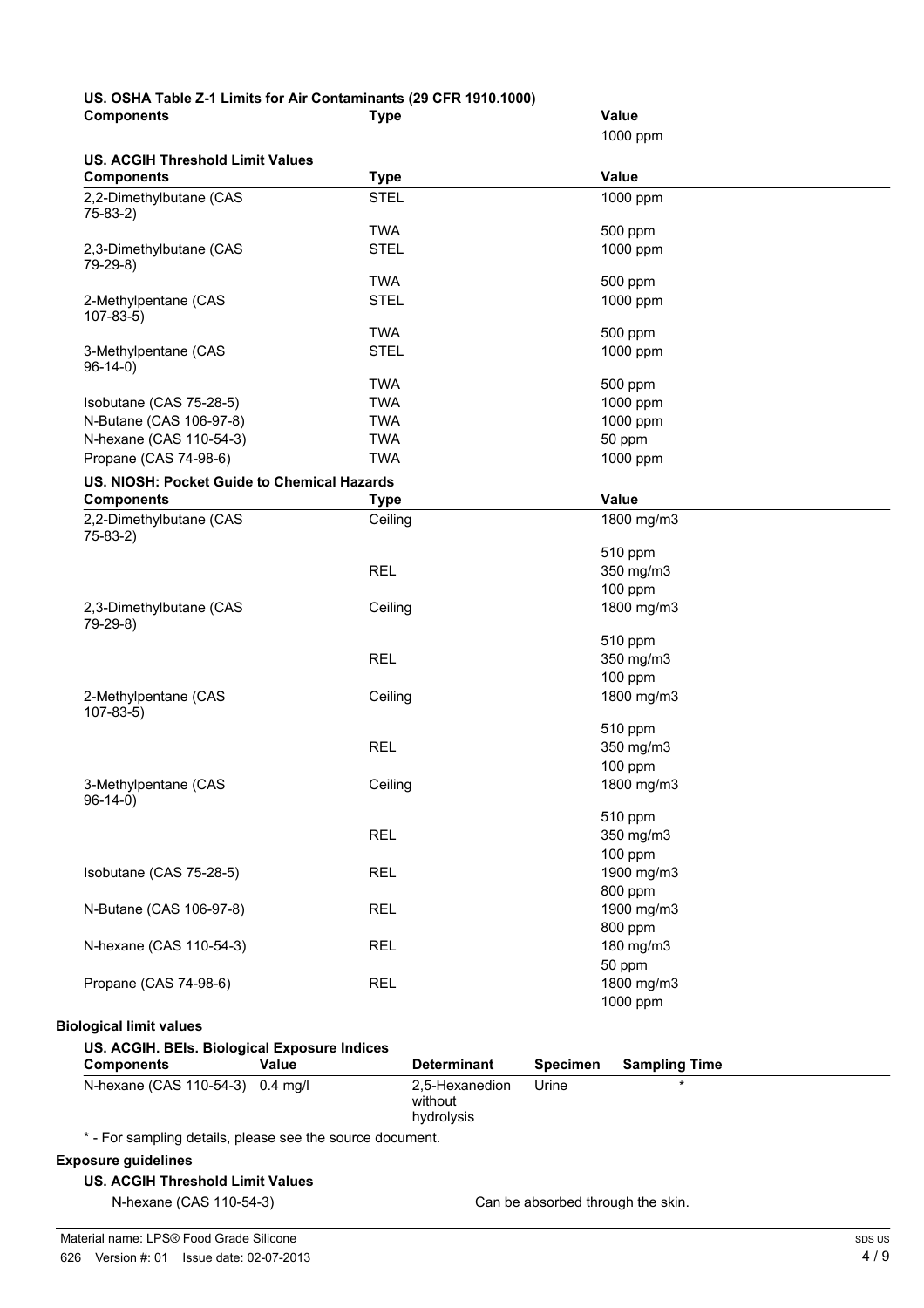**US. OSHA Table Z-1 Limits for Air Contaminants (29 CFR 1910.1000)**

| Components | Type | Value |
|---|---|---|
| | | 1000 ppm |

**US. ACGIH Threshold Limit Values**

| Components | Type | Value |
|---|---|---|
| 2,2-Dimethylbutane (CAS 75-83-2) | STEL | 1000 ppm |
| | TWA | 500 ppm |
| 2,3-Dimethylbutane (CAS 79-29-8) | STEL | 1000 ppm |
| | TWA | 500 ppm |
| 2-Methylpentane (CAS 107-83-5) | STEL | 1000 ppm |
| | TWA | 500 ppm |
| 3-Methylpentane (CAS 96-14-0) | STEL | 1000 ppm |
| | TWA | 500 ppm |
| Isobutane (CAS 75-28-5) | TWA | 1000 ppm |
| N-Butane (CAS 106-97-8) | TWA | 1000 ppm |
| N-hexane (CAS 110-54-3) | TWA | 50 ppm |
| Propane (CAS 74-98-6) | TWA | 1000 ppm |

**US. NIOSH: Pocket Guide to Chemical Hazards**

| Components | Type | Value |
|---|---|---|
| 2,2-Dimethylbutane (CAS 75-83-2) | Ceiling | 1800 mg/m3 |
| | | 510 ppm |
| | REL | 350 mg/m3 |
| | | 100 ppm |
| 2,3-Dimethylbutane (CAS 79-29-8) | Ceiling | 1800 mg/m3 |
| | | 510 ppm |
| | REL | 350 mg/m3 |
| | | 100 ppm |
| 2-Methylpentane (CAS 107-83-5) | Ceiling | 1800 mg/m3 |
| | | 510 ppm |
| | REL | 350 mg/m3 |
| | | 100 ppm |
| 3-Methylpentane (CAS 96-14-0) | Ceiling | 1800 mg/m3 |
| | | 510 ppm |
| | REL | 350 mg/m3 |
| | | 100 ppm |
| Isobutane (CAS 75-28-5) | REL | 1900 mg/m3 |
| | | 800 ppm |
| N-Butane (CAS 106-97-8) | REL | 1900 mg/m3 |
| | | 800 ppm |
| N-hexane (CAS 110-54-3) | REL | 180 mg/m3 |
| | | 50 ppm |
| Propane (CAS 74-98-6) | REL | 1800 mg/m3 |
| | | 1000 ppm |

**Biological limit values**

**US. ACGIH. BEIs. Biological Exposure Indices**

| Components | Value | Determinant | Specimen | Sampling Time |
|---|---|---|---|---|
| N-hexane (CAS 110-54-3) | 0.4 mg/l | 2,5-Hexanedion without hydrolysis | Urine | * |

* - For sampling details, please see the source document.

**Exposure guidelines**

**US. ACGIH Threshold Limit Values**

N-hexane (CAS 110-54-3) — Can be absorbed through the skin.

Material name: LPS® Food Grade Silicone

626 Version #: 01 Issue date: 02-07-2013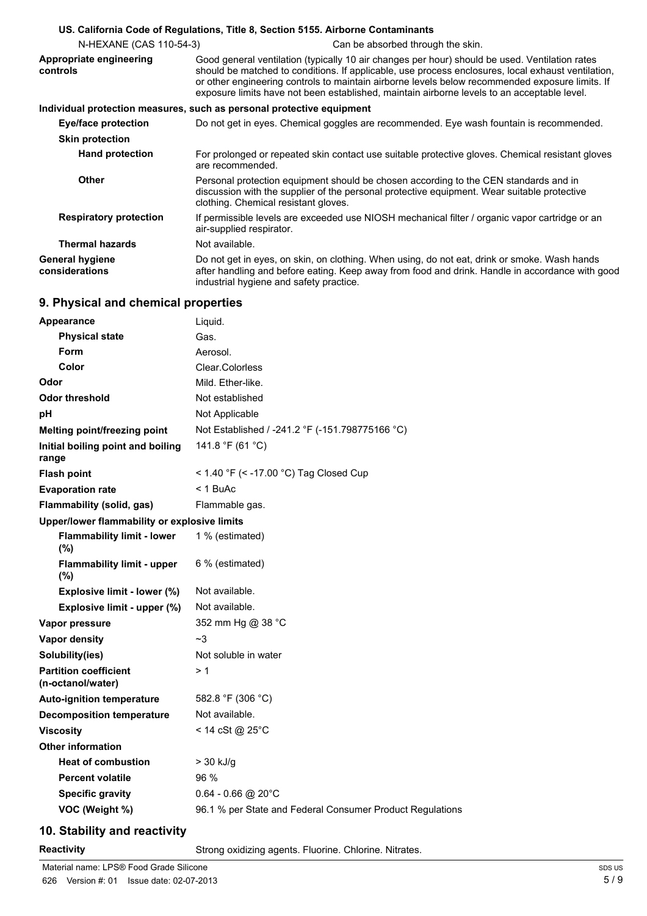**US. California Code of Regulations, Title 8, Section 5155. Airborne Contaminants**

| | |
|---|---|
| N-HEXANE (CAS 110-54-3) | Can be absorbed through the skin. |

| | |
|---|---|
| **Appropriate engineering controls** | Good general ventilation (typically 10 air changes per hour) should be used. Ventilation rates should be matched to conditions. If applicable, use process enclosures, local exhaust ventilation, or other engineering controls to maintain airborne levels below recommended exposure limits. If exposure limits have not been established, maintain airborne levels to an acceptable level. |

**Individual protection measures, such as personal protective equipment**

| | |
|---|---|
| **Eye/face protection** | Do not get in eyes. Chemical goggles are recommended. Eye wash fountain is recommended. |
| **Skin protection** | |
| **Hand protection** | For prolonged or repeated skin contact use suitable protective gloves. Chemical resistant gloves are recommended. |
| **Other** | Personal protection equipment should be chosen according to the CEN standards and in discussion with the supplier of the personal protective equipment. Wear suitable protective clothing. Chemical resistant gloves. |
| **Respiratory protection** | If permissible levels are exceeded use NIOSH mechanical filter / organic vapor cartridge or an air-supplied respirator. |
| **Thermal hazards** | Not available. |
| **General hygiene considerations** | Do not get in eyes, on skin, on clothing. When using, do not eat, drink or smoke. Wash hands after handling and before eating. Keep away from food and drink. Handle in accordance with good industrial hygiene and safety practice. |

## 9. Physical and chemical properties

| | |
|---|---|
| **Appearance** | Liquid. |
| **Physical state** | Gas. |
| **Form** | Aerosol. |
| **Color** | Clear.Colorless |
| **Odor** | Mild. Ether-like. |
| **Odor threshold** | Not established |
| **pH** | Not Applicable |
| **Melting point/freezing point** | Not Established / -241.2 °F (-151.798775166 °C) |
| **Initial boiling point and boiling range** | 141.8 °F (61 °C) |
| **Flash point** | < 1.40 °F (< -17.00 °C) Tag Closed Cup |
| **Evaporation rate** | < 1 BuAc |
| **Flammability (solid, gas)** | Flammable gas. |
| **Upper/lower flammability or explosive limits** | |
| **Flammability limit - lower (%)** | 1 % (estimated) |
| **Flammability limit - upper (%)** | 6 % (estimated) |
| **Explosive limit - lower (%)** | Not available. |
| **Explosive limit - upper (%)** | Not available. |
| **Vapor pressure** | 352 mm Hg @ 38 °C |
| **Vapor density** | ~3 |
| **Solubility(ies)** | Not soluble in water |
| **Partition coefficient (n-octanol/water)** | > 1 |
| **Auto-ignition temperature** | 582.8 °F (306 °C) |
| **Decomposition temperature** | Not available. |
| **Viscosity** | < 14 cSt @ 25°C |
| **Other information** | |
| **Heat of combustion** | > 30 kJ/g |
| **Percent volatile** | 96 % |
| **Specific gravity** | 0.64 - 0.66 @ 20°C |
| **VOC (Weight %)** | 96.1 % per State and Federal Consumer Product Regulations |

## 10. Stability and reactivity

| | |
|---|---|
| **Reactivity** | Strong oxidizing agents. Fluorine. Chlorine. Nitrates. |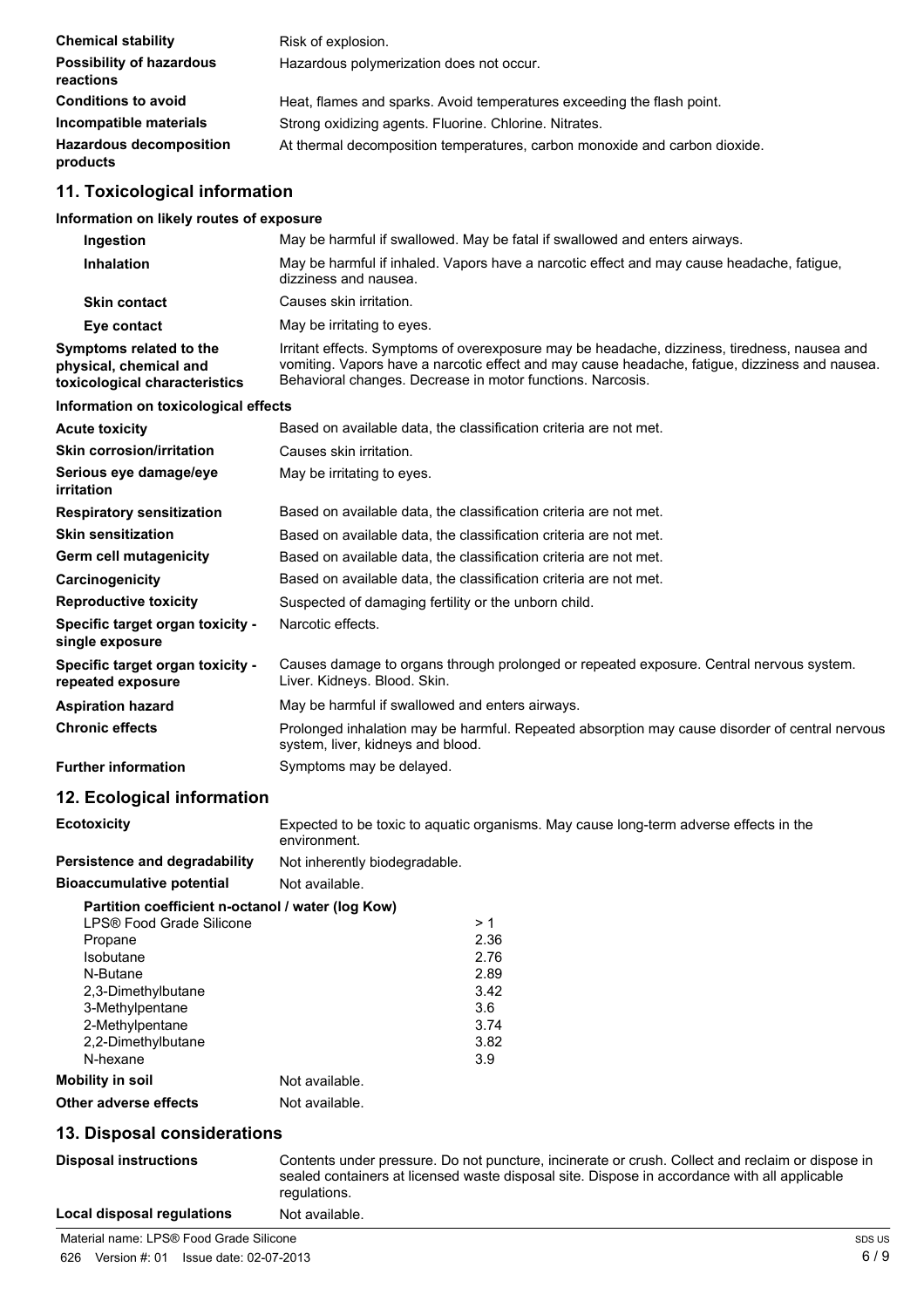| | |
|---|---|
| **Chemical stability** | Risk of explosion. |
| **Possibility of hazardous reactions** | Hazardous polymerization does not occur. |
| **Conditions to avoid** | Heat, flames and sparks. Avoid temperatures exceeding the flash point. |
| **Incompatible materials** | Strong oxidizing agents. Fluorine. Chlorine. Nitrates. |
| **Hazardous decomposition products** | At thermal decomposition temperatures, carbon monoxide and carbon dioxide. |

## 11. Toxicological information

**Information on likely routes of exposure**

| | |
|---|---|
| **Ingestion** | May be harmful if swallowed. May be fatal if swallowed and enters airways. |
| **Inhalation** | May be harmful if inhaled. Vapors have a narcotic effect and may cause headache, fatigue, dizziness and nausea. |
| **Skin contact** | Causes skin irritation. |
| **Eye contact** | May be irritating to eyes. |
| **Symptoms related to the physical, chemical and toxicological characteristics** | Irritant effects. Symptoms of overexposure may be headache, dizziness, tiredness, nausea and vomiting. Vapors have a narcotic effect and may cause headache, fatigue, dizziness and nausea. Behavioral changes. Decrease in motor functions. Narcosis. |

**Information on toxicological effects**

| | |
|---|---|
| **Acute toxicity** | Based on available data, the classification criteria are not met. |
| **Skin corrosion/irritation** | Causes skin irritation. |
| **Serious eye damage/eye irritation** | May be irritating to eyes. |
| **Respiratory sensitization** | Based on available data, the classification criteria are not met. |
| **Skin sensitization** | Based on available data, the classification criteria are not met. |
| **Germ cell mutagenicity** | Based on available data, the classification criteria are not met. |
| **Carcinogenicity** | Based on available data, the classification criteria are not met. |
| **Reproductive toxicity** | Suspected of damaging fertility or the unborn child. |
| **Specific target organ toxicity - single exposure** | Narcotic effects. |
| **Specific target organ toxicity - repeated exposure** | Causes damage to organs through prolonged or repeated exposure. Central nervous system. Liver. Kidneys. Blood. Skin. |
| **Aspiration hazard** | May be harmful if swallowed and enters airways. |
| **Chronic effects** | Prolonged inhalation may be harmful. Repeated absorption may cause disorder of central nervous system, liver, kidneys and blood. |
| **Further information** | Symptoms may be delayed. |

## 12. Ecological information

| | |
|---|---|
| **Ecotoxicity** | Expected to be toxic to aquatic organisms. May cause long-term adverse effects in the environment. |
| **Persistence and degradability** | Not inherently biodegradable. |
| **Bioaccumulative potential** | Not available. |

**Partition coefficient n-octanol / water (log Kow)**

| | |
|---|---|
| LPS® Food Grade Silicone | > 1 |
| Propane | 2.36 |
| Isobutane | 2.76 |
| N-Butane | 2.89 |
| 2,3-Dimethylbutane | 3.42 |
| 3-Methylpentane | 3.6 |
| 2-Methylpentane | 3.74 |
| 2,2-Dimethylbutane | 3.82 |
| N-hexane | 3.9 |

| | |
|---|---|
| **Mobility in soil** | Not available. |
| **Other adverse effects** | Not available. |

## 13. Disposal considerations

| | |
|---|---|
| **Disposal instructions** | Contents under pressure. Do not puncture, incinerate or crush. Collect and reclaim or dispose in sealed containers at licensed waste disposal site. Dispose in accordance with all applicable regulations. |
| **Local disposal regulations** | Not available. |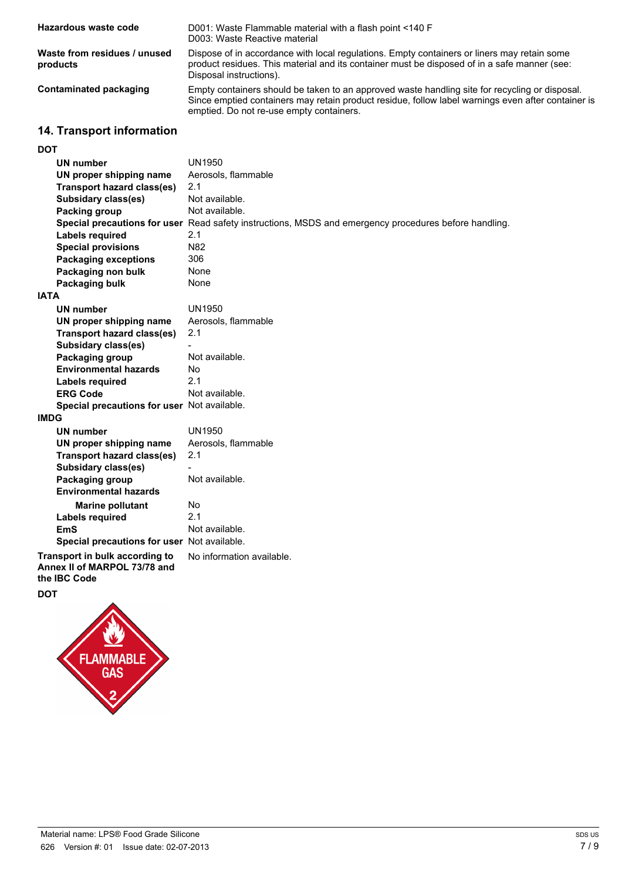| | |
|---|---|
| **Hazardous waste code** | D001: Waste Flammable material with a flash point <140 F<br>D003: Waste Reactive material |
| **Waste from residues / unused products** | Dispose of in accordance with local regulations. Empty containers or liners may retain some product residues. This material and its container must be disposed of in a safe manner (see: Disposal instructions). |
| **Contaminated packaging** | Empty containers should be taken to an approved waste handling site for recycling or disposal. Since emptied containers may retain product residue, follow label warnings even after container is emptied. Do not re-use empty containers. |

## 14. Transport information

**DOT**

| | |
|---|---|
| **UN number** | UN1950 |
| **UN proper shipping name** | Aerosols, flammable |
| **Transport hazard class(es)** | 2.1 |
| **Subsidary class(es)** | Not available. |
| **Packing group** | Not available. |
| **Special precautions for user** | Read safety instructions, MSDS and emergency procedures before handling. |
| **Labels required** | 2.1 |
| **Special provisions** | N82 |
| **Packaging exceptions** | 306 |
| **Packaging non bulk** | None |
| **Packaging bulk** | None |

**IATA**

| | |
|---|---|
| **UN number** | UN1950 |
| **UN proper shipping name** | Aerosols, flammable |
| **Transport hazard class(es)** | 2.1 |
| **Subsidary class(es)** | - |
| **Packaging group** | Not available. |
| **Environmental hazards** | No |
| **Labels required** | 2.1 |
| **ERG Code** | Not available. |
| **Special precautions for user** | Not available. |

**IMDG**

| | |
|---|---|
| **UN number** | UN1950 |
| **UN proper shipping name** | Aerosols, flammable |
| **Transport hazard class(es)** | 2.1 |
| **Subsidary class(es)** | - |
| **Packaging group** | Not available. |
| **Environmental hazards** | |
| **Marine pollutant** | No |
| **Labels required** | 2.1 |
| **EmS** | Not available. |
| **Special precautions for user** | Not available. |

| | |
|---|---|
| **Transport in bulk according to Annex II of MARPOL 73/78 and the IBC Code** | No information available. |

**DOT**

FLAMMABLE GAS 2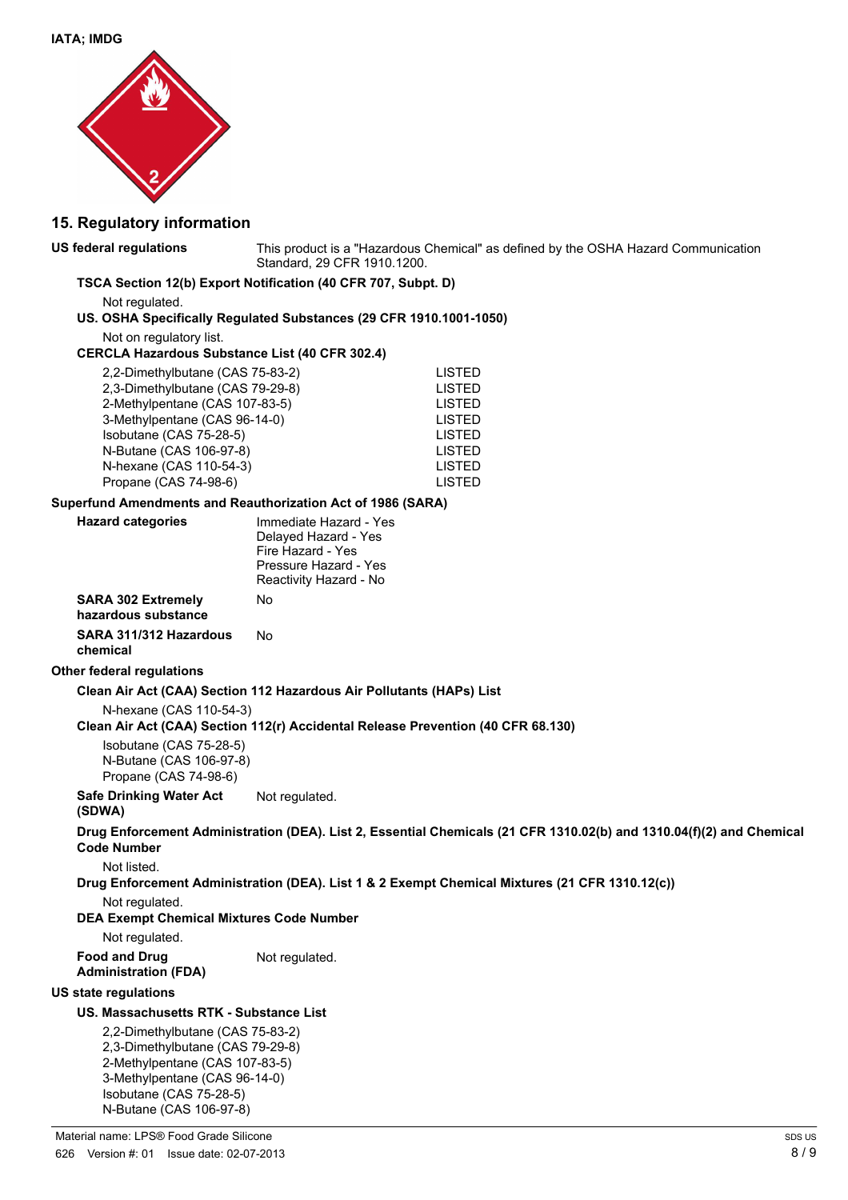**IATA; IMDG**

## 15. Regulatory information

**US federal regulations**

This product is a "Hazardous Chemical" as defined by the OSHA Hazard Communication Standard, 29 CFR 1910.1200.

**TSCA Section 12(b) Export Notification (40 CFR 707, Subpt. D)**

Not regulated.

**US. OSHA Specifically Regulated Substances (29 CFR 1910.1001-1050)**

Not on regulatory list.

**CERCLA Hazardous Substance List (40 CFR 302.4)**

| | |
|---|---|
| 2,2-Dimethylbutane (CAS 75-83-2) | LISTED |
| 2,3-Dimethylbutane (CAS 79-29-8) | LISTED |
| 2-Methylpentane (CAS 107-83-5) | LISTED |
| 3-Methylpentane (CAS 96-14-0) | LISTED |
| Isobutane (CAS 75-28-5) | LISTED |
| N-Butane (CAS 106-97-8) | LISTED |
| N-hexane (CAS 110-54-3) | LISTED |
| Propane (CAS 74-98-6) | LISTED |

**Superfund Amendments and Reauthorization Act of 1986 (SARA)**

**Hazard categories**

Immediate Hazard - Yes
Delayed Hazard - Yes
Fire Hazard - Yes
Pressure Hazard - Yes
Reactivity Hazard - No

**SARA 302 Extremely hazardous substance** No

**SARA 311/312 Hazardous chemical** No

**Other federal regulations**

**Clean Air Act (CAA) Section 112 Hazardous Air Pollutants (HAPs) List**

N-hexane (CAS 110-54-3)

**Clean Air Act (CAA) Section 112(r) Accidental Release Prevention (40 CFR 68.130)**

Isobutane (CAS 75-28-5)
N-Butane (CAS 106-97-8)
Propane (CAS 74-98-6)

**Safe Drinking Water Act (SDWA)** Not regulated.

**Drug Enforcement Administration (DEA). List 2, Essential Chemicals (21 CFR 1310.02(b) and 1310.04(f)(2) and Chemical Code Number**

Not listed.

**Drug Enforcement Administration (DEA). List 1 & 2 Exempt Chemical Mixtures (21 CFR 1310.12(c))**

Not regulated.

**DEA Exempt Chemical Mixtures Code Number**

Not regulated.

**Food and Drug Administration (FDA)** Not regulated.

**US state regulations**

**US. Massachusetts RTK - Substance List**

2,2-Dimethylbutane (CAS 75-83-2)
2,3-Dimethylbutane (CAS 79-29-8)
2-Methylpentane (CAS 107-83-5)
3-Methylpentane (CAS 96-14-0)
Isobutane (CAS 75-28-5)
N-Butane (CAS 106-97-8)

Material name: LPS® Food Grade Silicone
626 Version #: 01 Issue date: 02-07-2013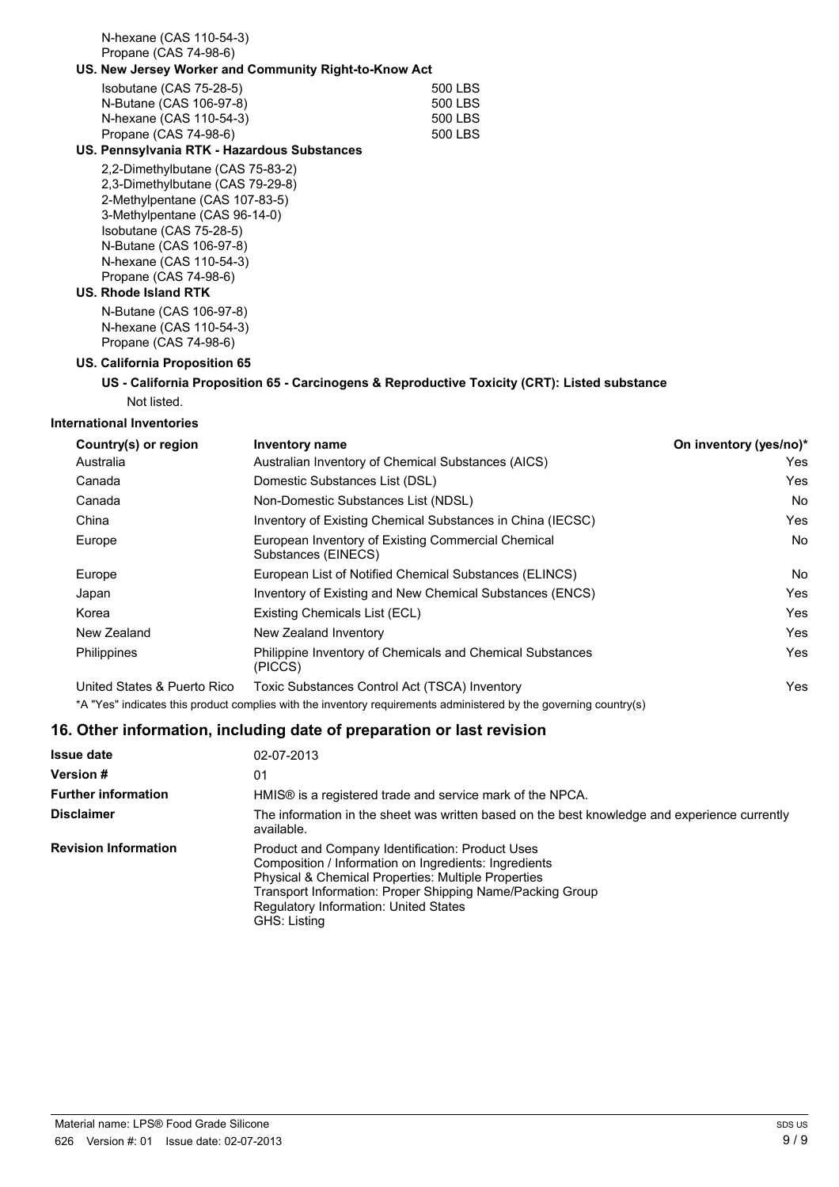N-hexane (CAS 110-54-3)
Propane (CAS 74-98-6)

**US. New Jersey Worker and Community Right-to-Know Act**

| | |
|---|---|
| Isobutane (CAS 75-28-5) | 500 LBS |
| N-Butane (CAS 106-97-8) | 500 LBS |
| N-hexane (CAS 110-54-3) | 500 LBS |
| Propane (CAS 74-98-6) | 500 LBS |

**US. Pennsylvania RTK - Hazardous Substances**

2,2-Dimethylbutane (CAS 75-83-2)
2,3-Dimethylbutane (CAS 79-29-8)
2-Methylpentane (CAS 107-83-5)
3-Methylpentane (CAS 96-14-0)
Isobutane (CAS 75-28-5)
N-Butane (CAS 106-97-8)
N-hexane (CAS 110-54-3)
Propane (CAS 74-98-6)

**US. Rhode Island RTK**

N-Butane (CAS 106-97-8)
N-hexane (CAS 110-54-3)
Propane (CAS 74-98-6)

**US. California Proposition 65**

**US - California Proposition 65 - Carcinogens & Reproductive Toxicity (CRT): Listed substance**

Not listed.

**International Inventories**

| Country(s) or region | Inventory name | On inventory (yes/no)* |
|---|---|---|
| Australia | Australian Inventory of Chemical Substances (AICS) | Yes |
| Canada | Domestic Substances List (DSL) | Yes |
| Canada | Non-Domestic Substances List (NDSL) | No |
| China | Inventory of Existing Chemical Substances in China (IECSC) | Yes |
| Europe | European Inventory of Existing Commercial Chemical Substances (EINECS) | No |
| Europe | European List of Notified Chemical Substances (ELINCS) | No |
| Japan | Inventory of Existing and New Chemical Substances (ENCS) | Yes |
| Korea | Existing Chemicals List (ECL) | Yes |
| New Zealand | New Zealand Inventory | Yes |
| Philippines | Philippine Inventory of Chemicals and Chemical Substances (PICCS) | Yes |
| United States & Puerto Rico | Toxic Substances Control Act (TSCA) Inventory | Yes |

*A "Yes" indicates this product complies with the inventory requirements administered by the governing country(s)

## 16. Other information, including date of preparation or last revision

| | |
|---|---|
| **Issue date** | 02-07-2013 |
| **Version #** | 01 |
| **Further information** | HMIS® is a registered trade and service mark of the NPCA. |
| **Disclaimer** | The information in the sheet was written based on the best knowledge and experience currently available. |
| **Revision Information** | Product and Company Identification: Product Uses<br>Composition / Information on Ingredients: Ingredients<br>Physical & Chemical Properties: Multiple Properties<br>Transport Information: Proper Shipping Name/Packing Group<br>Regulatory Information: United States<br>GHS: Listing |